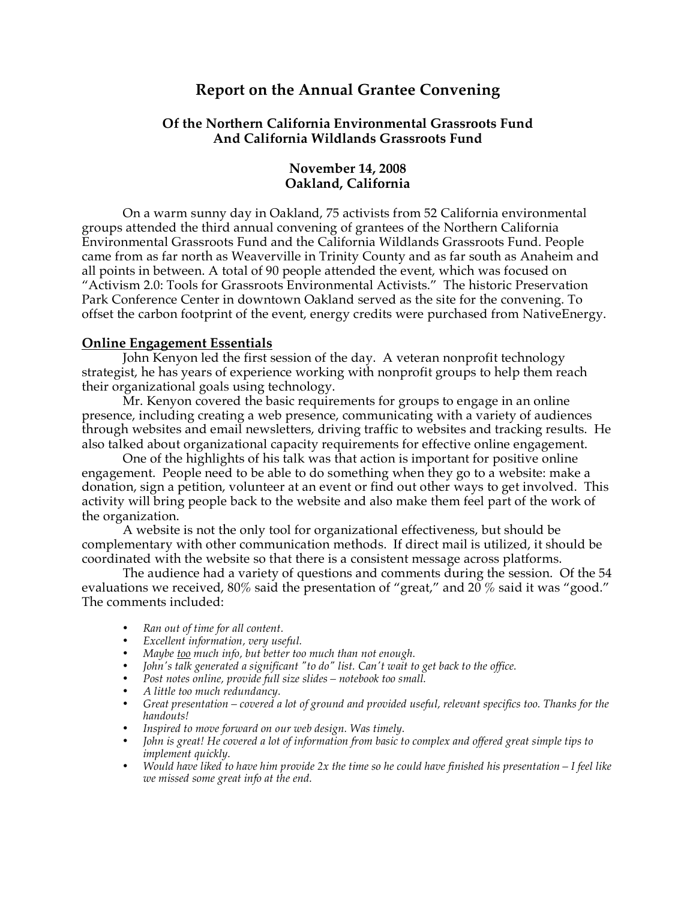# Report on the Annual Grantee Convening

## Of the Northern California Environmental Grassroots Fund And California Wildlands Grassroots Fund

## November 14, 2008 Oakland, California

On a warm sunny day in Oakland, 75 activists from 52 California environmental groups attended the third annual convening of grantees of the Northern California Environmental Grassroots Fund and the California Wildlands Grassroots Fund. People came from as far north as Weaverville in Trinity County and as far south as Anaheim and all points in between. A total of 90 people attended the event, which was focused on "Activism 2.0: Tools for Grassroots Environmental Activists." The historic Preservation Park Conference Center in downtown Oakland served as the site for the convening. To offset the carbon footprint of the event, energy credits were purchased from NativeEnergy.

### Online Engagement Essentials

John Kenyon led the first session of the day. A veteran nonprofit technology strategist, he has years of experience working with nonprofit groups to help them reach their organizational goals using technology.

Mr. Kenyon covered the basic requirements for groups to engage in an online presence, including creating a web presence, communicating with a variety of audiences through websites and email newsletters, driving traffic to websites and tracking results. He also talked about organizational capacity requirements for effective online engagement.

One of the highlights of his talk was that action is important for positive online engagement. People need to be able to do something when they go to a website: make a donation, sign a petition, volunteer at an event or find out other ways to get involved. This activity will bring people back to the website and also make them feel part of the work of the organization.

A website is not the only tool for organizational effectiveness, but should be complementary with other communication methods. If direct mail is utilized, it should be coordinated with the website so that there is a consistent message across platforms.

The audience had a variety of questions and comments during the session. Of the 54 evaluations we received, 80% said the presentation of "great," and 20 % said it was "good." The comments included:

- *Ran out of time for all content.*
- *Excellent information, very useful.*
- *Maybe too much info, but better too much than not enough.*
- *John's talk generated a significant "to do" list. Can't wait to get back to the office.*
- *Post notes online, provide full size slides – notebook too small.*
- *A little too much redundancy.*
- *Great presentation – covered a lot of ground and provided useful, relevant specifics too. Thanks for the handouts!*
- *Inspired to move forward on our web design. Was timely.*
- *John is great! He covered a lot of information from basic to complex and offered great simple tips to implement quickly.*
- *Would have liked to have him provide 2x the time so he could have finished his presentation – I feel like we missed some great info at the end.*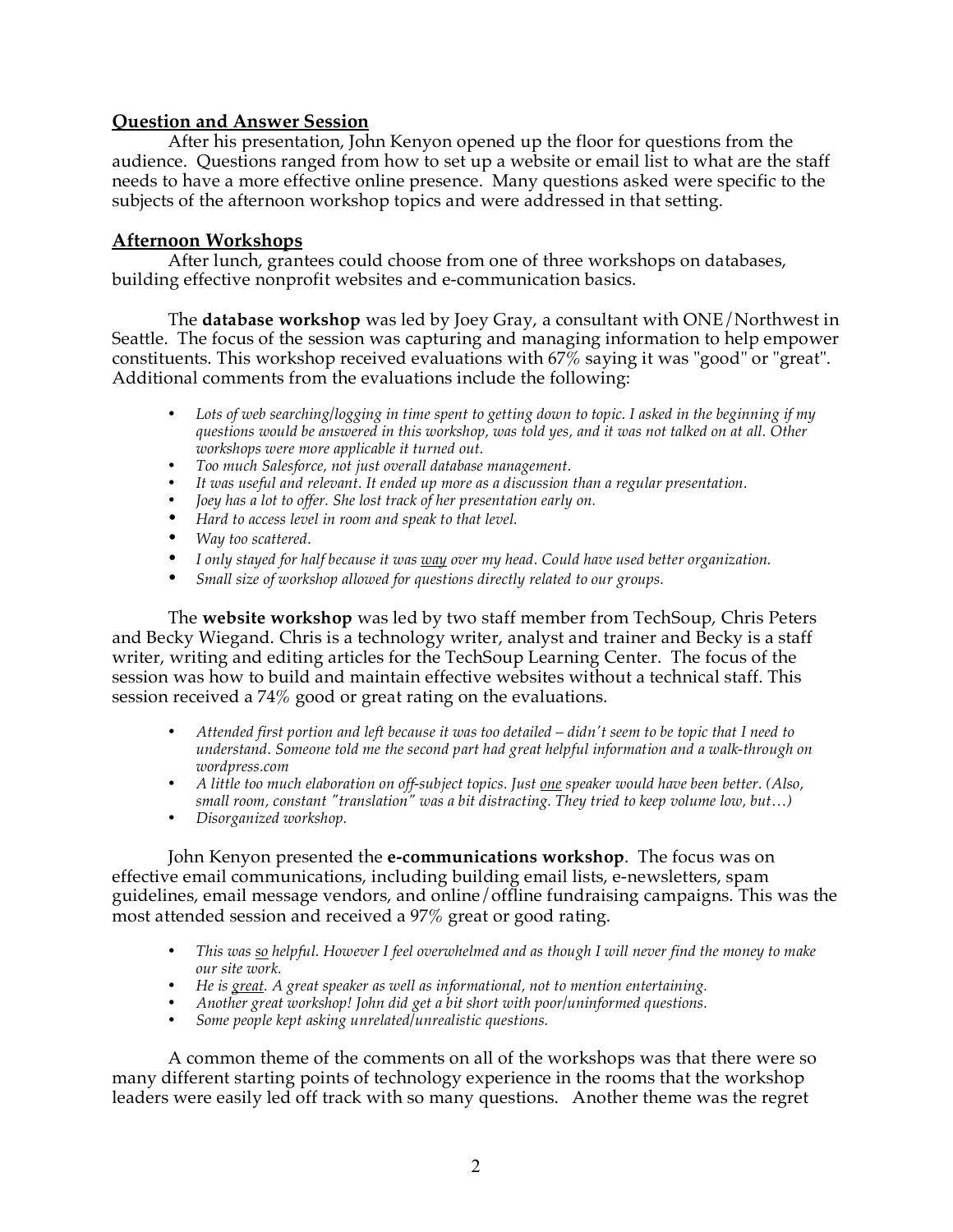## Question and Answer Session

After his presentation, John Kenyon opened up the floor for questions from the audience. Questions ranged from how to set up a website or email list to what are the staff needs to have a more effective online presence. Many questions asked were specific to the subjects of the afternoon workshop topics and were addressed in that setting.

## Afternoon Workshops

After lunch, grantees could choose from one of three workshops on databases, building effective nonprofit websites and e-communication basics.

The **database workshop** was led by Joey Gray, a consultant with ONE/Northwest in Seattle. The focus of the session was capturing and managing information to help empower constituents. This workshop received evaluations with 67% saying it was "good" or "great". Additional comments from the evaluations include the following:

- *Lots of web searching/logging in time spent to getting down to topic. I asked in the beginning if my questions would be answered in this workshop, was told yes, and it was not talked on at all. Other workshops were more applicable it turned out.*
- *Too much Salesforce, not just overall database management.*
- *It was useful and relevant. It ended up more as a discussion than a regular presentation.*
- *Joey has a lot to offer. She lost track of her presentation early on.*
- *Hard to access level in room and speak to that level.*
- *Way too scattered.*
- *I only stayed for half because it was way over my head. Could have used better organization.*
- *Small size of workshop allowed for questions directly related to our groups.*

The **website workshop** was led by two staff member from TechSoup, Chris Peters and Becky Wiegand. Chris is a technology writer, analyst and trainer and Becky is a staff writer, writing and editing articles for the TechSoup Learning Center. The focus of the session was how to build and maintain effective websites without a technical staff. This session received a 74% good or great rating on the evaluations.

- *Attended first portion and left because it was too detailed – didn't seem to be topic that I need to understand. Someone told me the second part had great helpful information and a walk-through on wordpress.com*
- *A little too much elaboration on off-subject topics. Just one speaker would have been better. (Also, small room, constant "translation" was a bit distracting. They tried to keep volume low, but…)*
- *Disorganized workshop.*

John Kenyon presented the **e-communications workshop**. The focus was on effective email communications, including building email lists, e-newsletters, spam guidelines, email message vendors, and online/offline fundraising campaigns. This was the most attended session and received a 97% great or good rating.

- *This was so helpful. However I feel overwhelmed and as though I will never find the money to make our site work.*
- *He is great. A great speaker as well as informational, not to mention entertaining.*
- *Another great workshop! John did get a bit short with poor/uninformed questions.*
- *Some people kept asking unrelated/unrealistic questions.*

A common theme of the comments on all of the workshops was that there were so many different starting points of technology experience in the rooms that the workshop leaders were easily led off track with so many questions. Another theme was the regret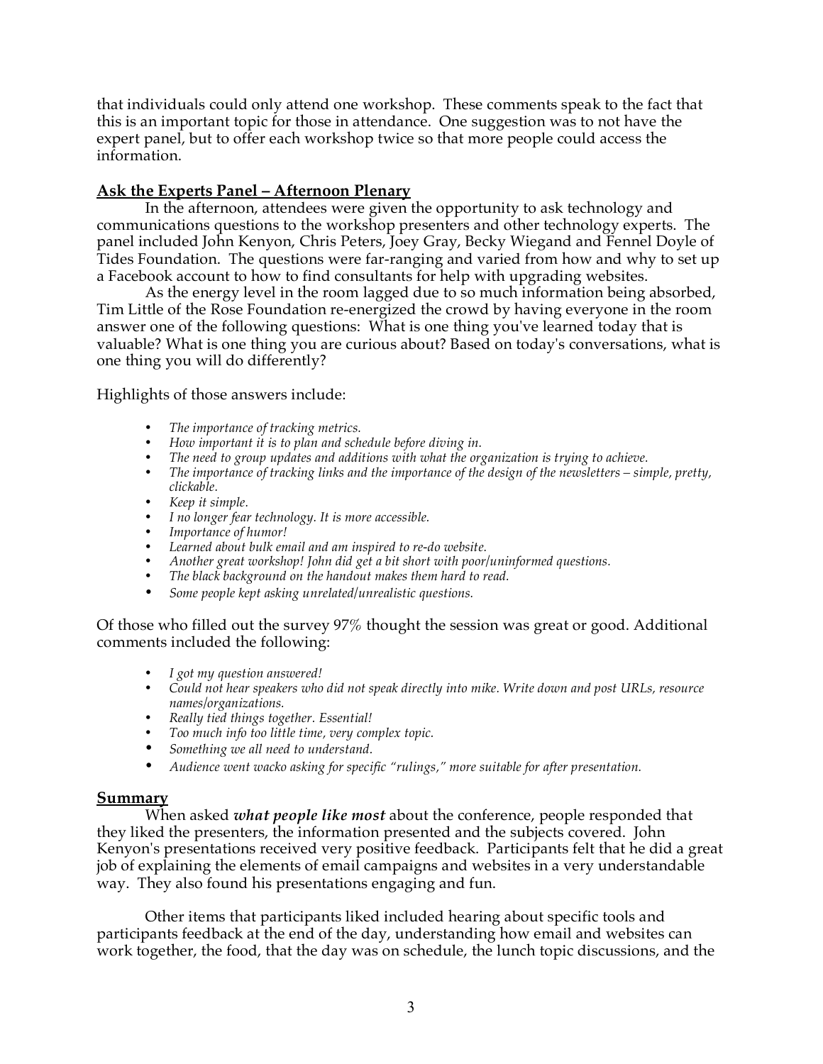that individuals could only attend one workshop. These comments speak to the fact that this is an important topic for those in attendance. One suggestion was to not have the expert panel, but to offer each workshop twice so that more people could access the information.

## Ask the Experts Panel – Afternoon Plenary

In the afternoon, attendees were given the opportunity to ask technology and communications questions to the workshop presenters and other technology experts. The panel included John Kenyon, Chris Peters, Joey Gray, Becky Wiegand and Fennel Doyle of Tides Foundation. The questions were far-ranging and varied from how and why to set up a Facebook account to how to find consultants for help with upgrading websites.

As the energy level in the room lagged due to so much information being absorbed, Tim Little of the Rose Foundation re-energized the crowd by having everyone in the room answer one of the following questions: What is one thing you've learned today that is valuable? What is one thing you are curious about? Based on today's conversations, what is one thing you will do differently?

Highlights of those answers include:

- *The importance of tracking metrics.*
- *How important it is to plan and schedule before diving in.*
- *The need to group updates and additions with what the organization is trying to achieve.*
- *The importance of tracking links and the importance of the design of the newsletters – simple, pretty, clickable.*
- *Keep it simple.*
- *I no longer fear technology. It is more accessible.*
- *Importance of humor!*
- *Learned about bulk email and am inspired to re-do website.*
- *Another great workshop! John did get a bit short with poor/uninformed questions.*
- *The black background on the handout makes them hard to read.*
- *Some people kept asking unrelated/unrealistic questions.*

Of those who filled out the survey 97% thought the session was great or good. Additional comments included the following:

- *I got my question answered!*
- *Could not hear speakers who did not speak directly into mike. Write down and post URLs, resource names/organizations.*
- *Really tied things together. Essential!*
- *Too much info too little time, very complex topic.*
- *Something we all need to understand.*
- *Audience went wacko asking for specific "rulings," more suitable for after presentation.*

## Summary

When asked ***what people like most*** about the conference, people responded that they liked the presenters, the information presented and the subjects covered. John Kenyon's presentations received very positive feedback. Participants felt that he did a great job of explaining the elements of email campaigns and websites in a very understandable way. They also found his presentations engaging and fun.

Other items that participants liked included hearing about specific tools and participants feedback at the end of the day, understanding how email and websites can work together, the food, that the day was on schedule, the lunch topic discussions, and the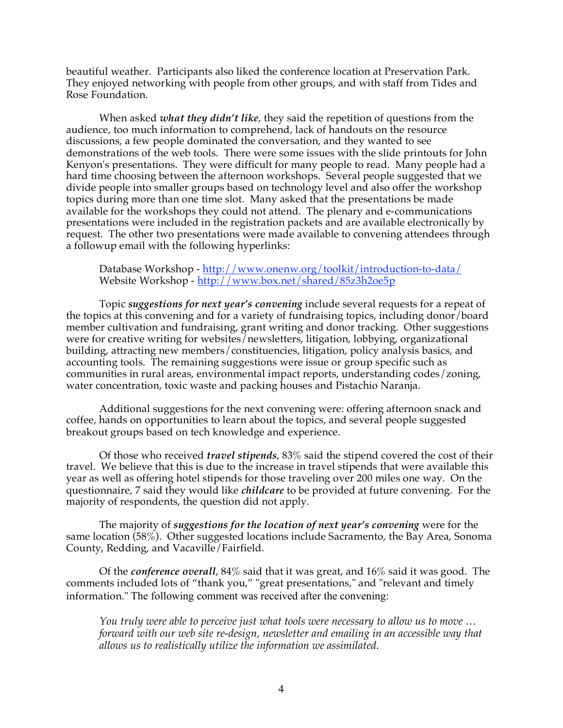beautiful weather. Participants also liked the conference location at Preservation Park. They enjoyed networking with people from other groups, and with staff from Tides and Rose Foundation.

When asked ***what they didn't like***, they said the repetition of questions from the audience, too much information to comprehend, lack of handouts on the resource discussions, a few people dominated the conversation, and they wanted to see demonstrations of the web tools. There were some issues with the slide printouts for John Kenyon's presentations. They were difficult for many people to read. Many people had a hard time choosing between the afternoon workshops. Several people suggested that we divide people into smaller groups based on technology level and also offer the workshop topics during more than one time slot. Many asked that the presentations be made available for the workshops they could not attend. The plenary and e-communications presentations were included in the registration packets and are available electronically by request. The other two presentations were made available to convening attendees through a followup email with the following hyperlinks:

> Database Workshop - http://www.onenw.org/toolkit/introduction-to-data/
> Website Workshop - http://www.box.net/shared/85z3h2oe5p

Topic ***suggestions for next year's convening*** include several requests for a repeat of the topics at this convening and for a variety of fundraising topics, including donor/board member cultivation and fundraising, grant writing and donor tracking. Other suggestions were for creative writing for websites/newsletters, litigation, lobbying, organizational building, attracting new members/constituencies, litigation, policy analysis basics, and accounting tools. The remaining suggestions were issue or group specific such as communities in rural areas, environmental impact reports, understanding codes/zoning, water concentration, toxic waste and packing houses and Pistachio Naranja.

Additional suggestions for the next convening were: offering afternoon snack and coffee, hands on opportunities to learn about the topics, and several people suggested breakout groups based on tech knowledge and experience.

Of those who received ***travel stipends***, 83% said the stipend covered the cost of their travel. We believe that this is due to the increase in travel stipends that were available this year as well as offering hotel stipends for those traveling over 200 miles one way. On the questionnaire, 7 said they would like ***childcare*** to be provided at future convening. For the majority of respondents, the question did not apply.

The majority of ***suggestions for the location of next year's convening*** were for the same location (58%). Other suggested locations include Sacramento, the Bay Area, Sonoma County, Redding, and Vacaville/Fairfield.

Of the ***conference overall***, 84% said that it was great, and 16% said it was good. The comments included lots of "thank you," "great presentations," and "relevant and timely information." The following comment was received after the convening:

> *You truly were able to perceive just what tools were necessary to allow us to move … forward with our web site re-design, newsletter and emailing in an accessible way that allows us to realistically utilize the information we assimilated.*